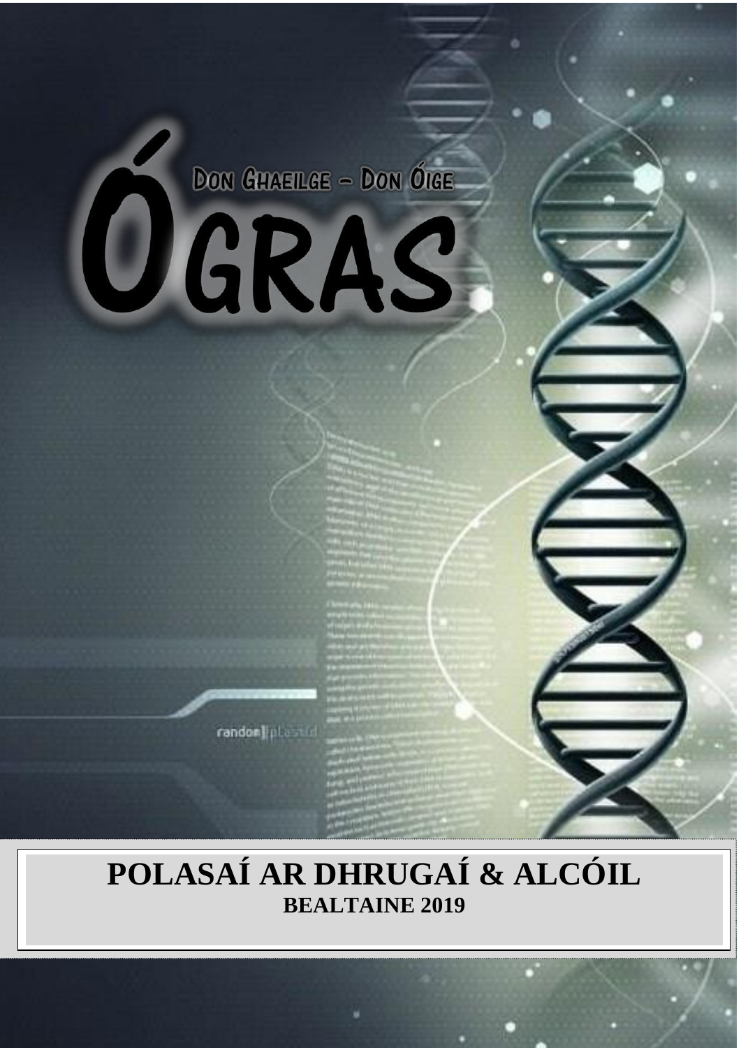# ÓGRAS

DON GHAEILGE – DON ÓIGE

# POLASAÍ AR DHRUGAÍ & ALCÓIL

**BEALTAINE 2019**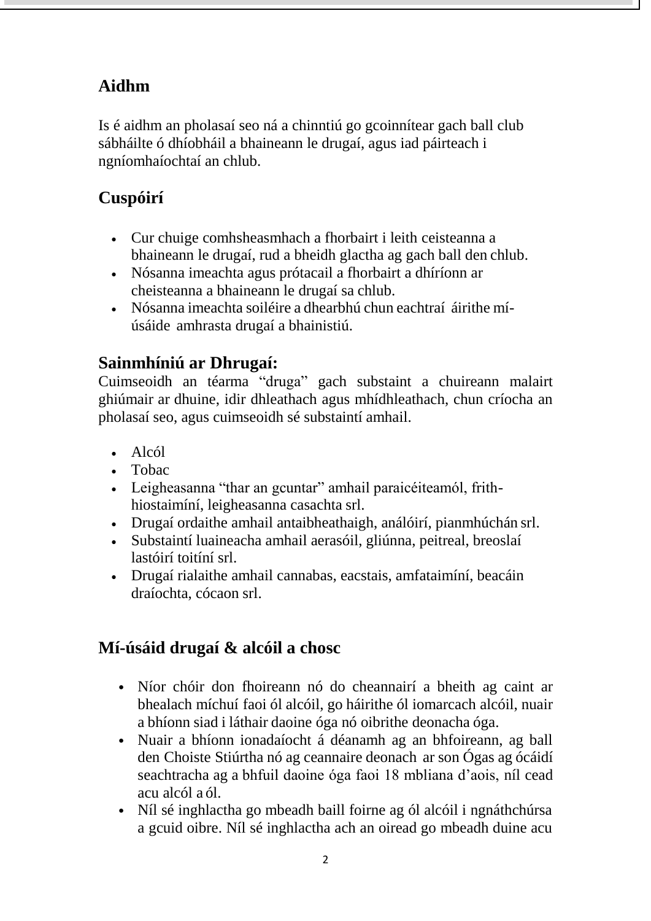## Aidhm

Is é aidhm an pholasaí seo ná a chinntiú go gcoinnítear gach ball club sábháilte ó dhíobháil a bhaineann le drugaí, agus iad páirteach i ngníomhaíochtaí an chlub.

## Cuspóirí

- Cur chuige comhsheasmhach a fhorbairt i leith ceisteanna a bhaineann le drugaí, rud a bheidh glactha ag gach ball den chlub.
- Nósanna imeachta agus prótacail a fhorbairt a dhíríonn ar cheisteanna a bhaineann le drugaí sa chlub.
- Nósanna imeachta soiléire a dhearbhú chun eachtraí áirithe mí-úsáide amhrasta drugaí a bhainistiú.

## Sainmhíniú ar Dhrugaí:

Cuimseoidh an téarma "druga" gach substaint a chuireann malairt ghiúmair ar dhuine, idir dhleathach agus mhídhleathach, chun críocha an pholasaí seo, agus cuimseoidh sé substaintí amhail.

- Alcól
- Tobac
- Leigheasanna "thar an gcuntar" amhail paraicéiteamól, frith-hiostaimíní, leigheasanna casachta srl.
- Drugaí ordaithe amhail antaibheathaigh, análóirí, pianmhúchán srl.
- Substaintí luaineacha amhail aerasóil, gliúnna, peitreal, breoslaí lastóirí toitíní srl.
- Drugaí rialaithe amhail cannabas, eacstais, amfataimíní, beacáin draíochta, cócaon srl.

## Mí-úsáid drugaí & alcóil a chosc

- Níor chóir don fhoireann nó do cheannairí a bheith ag caint ar bhealach míchuí faoi ól alcóil, go háirithe ól iomarcach alcóil, nuair a bhíonn siad i láthair daoine óga nó oibrithe deonacha óga.
- Nuair a bhíonn ionadaíocht á déanamh ag an bhfoireann, ag ball den Choiste Stiúrtha nó ag ceannaire deonach ar son Ógas ag ócáidí seachtracha ag a bhfuil daoine óga faoi 18 mbliana d'aois, níl cead acu alcól a ól.
- Níl sé inghlactha go mbeadh baill foirne ag ól alcóil i ngnáthchúrsa a gcuid oibre. Níl sé inghlactha ach an oiread go mbeadh duine acu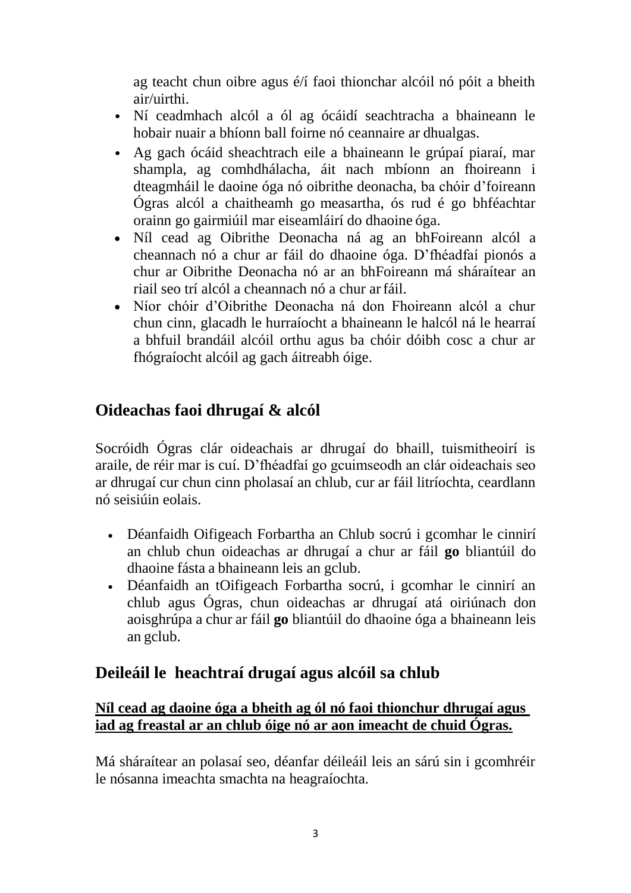ag teacht chun oibre agus é/í faoi thionchar alcóil nó póit a bheith air/uirthi.

- Ní ceadmhach alcól a ól ag ócáidí seachtracha a bhaineann le hobair nuair a bhíonn ball foirne nó ceannaire ar dhualgas.
- Ag gach ócáid sheachtrach eile a bhaineann le grúpaí piaraí, mar shampla, ag comhdhálacha, áit nach mbíonn an fhoireann i dteagmháil le daoine óga nó oibrithe deonacha, ba chóir d'fhoireann Ógras alcól a chaitheamh go measartha, ós rud é go bhféachtar orainn go gairmiúil mar eiseamláirí do dhaoine óga.
- Níl cead ag Oibrithe Deonacha ná ag an bhFoireann alcól a cheannach nó a chur ar fáil do dhaoine óga. D'fhéadfaí pionós a chur ar Oibrithe Deonacha nó ar an bhFoireann má sháraítear an riail seo trí alcól a cheannach nó a chur ar fáil.
- Níor chóir d'Oibrithe Deonacha ná don Fhoireann alcól a chur chun cinn, glacadh le hurraíocht a bhaineann le halcól ná le hearraí a bhfuil brandáil alcóil orthu agus ba chóir dóibh cosc a chur ar fhógraíocht alcóil ag gach áitreabh óige.

## Oideachas faoi dhrugaí & alcól

Socróidh Ógras clár oideachais ar dhrugaí do bhaill, tuismitheoirí is araile, de réir mar is cuí. D'fhéadfaí go gcuimseodh an clár oideachais seo ar dhrugaí cur chun cinn pholasaí an chlub, cur ar fáil litríochta, ceardlann nó seisiúin eolais.

- Déanfaidh Oifigeach Forbartha an Chlub socrú i gcomhar le cinnirí an chlub chun oideachas ar dhrugaí a chur ar fáil **go** bliantúil do dhaoine fásta a bhaineann leis an gclub.
- Déanfaidh an tOifigeach Forbartha socrú, i gcomhar le cinnirí an chlub agus Ógras, chun oideachas ar dhrugaí atá oiriúnach don aoisghrúpa a chur ar fáil **go** bliantúil do dhaoine óga a bhaineann leis an gclub.

## Deileáil le heachtraí drugaí agus alcóil sa chlub

**<u>Níl cead ag daoine óga a bheith ag ól nó faoi thionchur dhrugaí agus iad ag freastal ar an chlub óige nó ar aon imeacht de chuid Ógras.</u>**

Má sháraítear an polasaí seo, déanfar déileáil leis an sárú sin i gcomhréir le nósanna imeachta smachta na heagraíochta.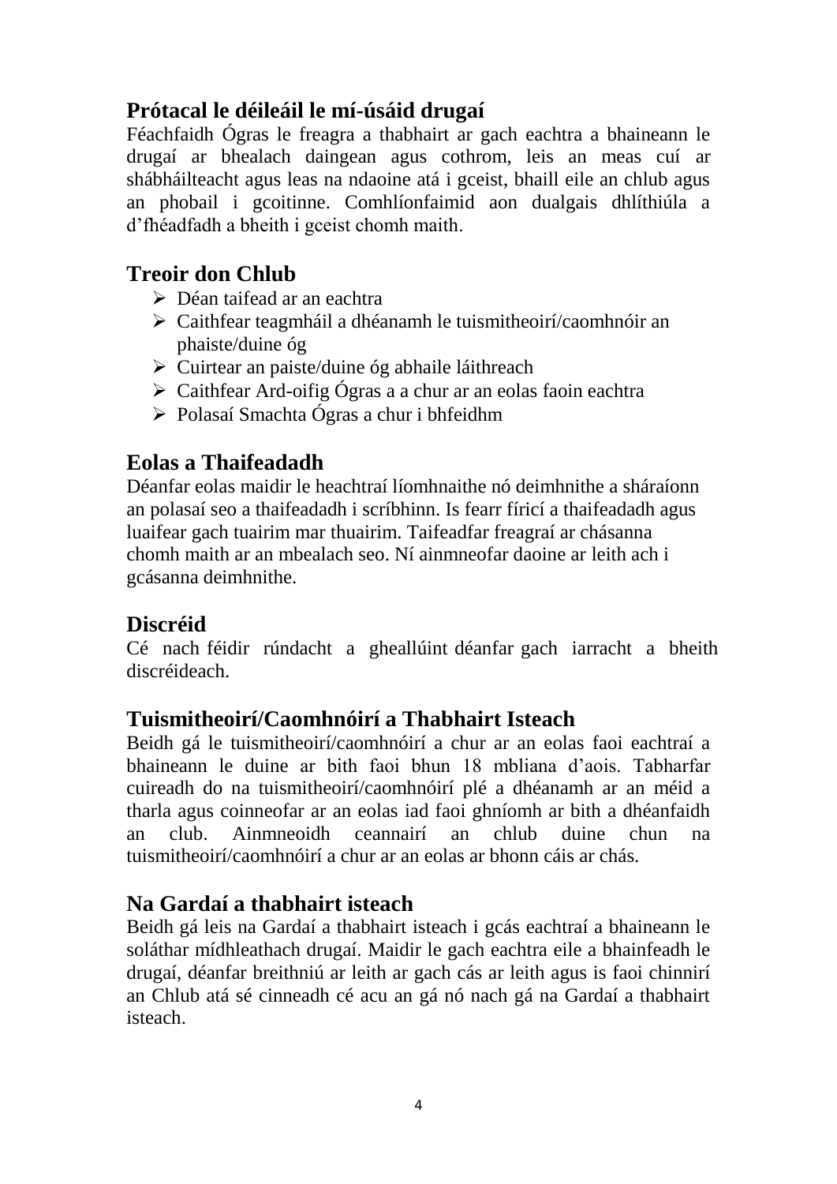## Prótacal le déileáil le mí-úsáid drugaí

Féachfaidh Ógras le freagra a thabhairt ar gach eachtra a bhaineann le drugaí ar bhealach daingean agus cothrom, leis an meas cuí ar shábháilteacht agus leas na ndaoine atá i gceist, bhaill eile an chlub agus an phobail i gcoitinne. Comhlíonfaimid aon dualgais dhlíthiúla a d'fhéadfadh a bheith i gceist chomh maith.

## Treoir don Chlub

- Déan taifead ar an eachtra
- Caithfear teagmháil a dhéanamh le tuismitheoirí/caomhnóir an phaiste/duine óg
- Cuirtear an paiste/duine óg abhaile láithreach
- Caithfear Ard-oifig Ógras a a chur ar an eolas faoin eachtra
- Polasaí Smachta Ógras a chur i bhfeidhm

## Eolas a Thaifeadadh

Déanfar eolas maidir le heachtraí líomhnaithe nó deimhnithe a sháraíonn an polasaí seo a thaifeadadh i scríbhinn. Is fearr fíricí a thaifeadadh agus luaifear gach tuairim mar thuairim. Taifeadfar freagraí ar chásanna chomh maith ar an mbealach seo. Ní ainmneofar daoine ar leith ach i gcásanna deimhnithe.

## Discréid

Cé nach féidir rúndacht a gheallúint déanfar gach iarracht a bheith discréideach.

## Tuismitheoirí/Caomhnóirí a Thabhairt Isteach

Beidh gá le tuismitheoirí/caomhnóirí a chur ar an eolas faoi eachtraí a bhaineann le duine ar bith faoi bhun 18 mbliana d'aois. Tabharfar cuireadh do na tuismitheoirí/caomhnóirí plé a dhéanamh ar an méid a tharla agus coinneofar ar an eolas iad faoi ghníomh ar bith a dhéanfaidh an club. Ainmneoidh ceannairí an chlub duine chun na tuismitheoirí/caomhnóirí a chur ar an eolas ar bhonn cáis ar chás.

## Na Gardaí a thabhairt isteach

Beidh gá leis na Gardaí a thabhairt isteach i gcás eachtraí a bhaineann le soláthar mídhleathach drugaí. Maidir le gach eachtra eile a bhainfeadh le drugaí, déanfar breithniú ar leith ar gach cás ar leith agus is faoi chinnirí an Chlub atá sé cinneadh cé acu an gá nó nach gá na Gardaí a thabhairt isteach.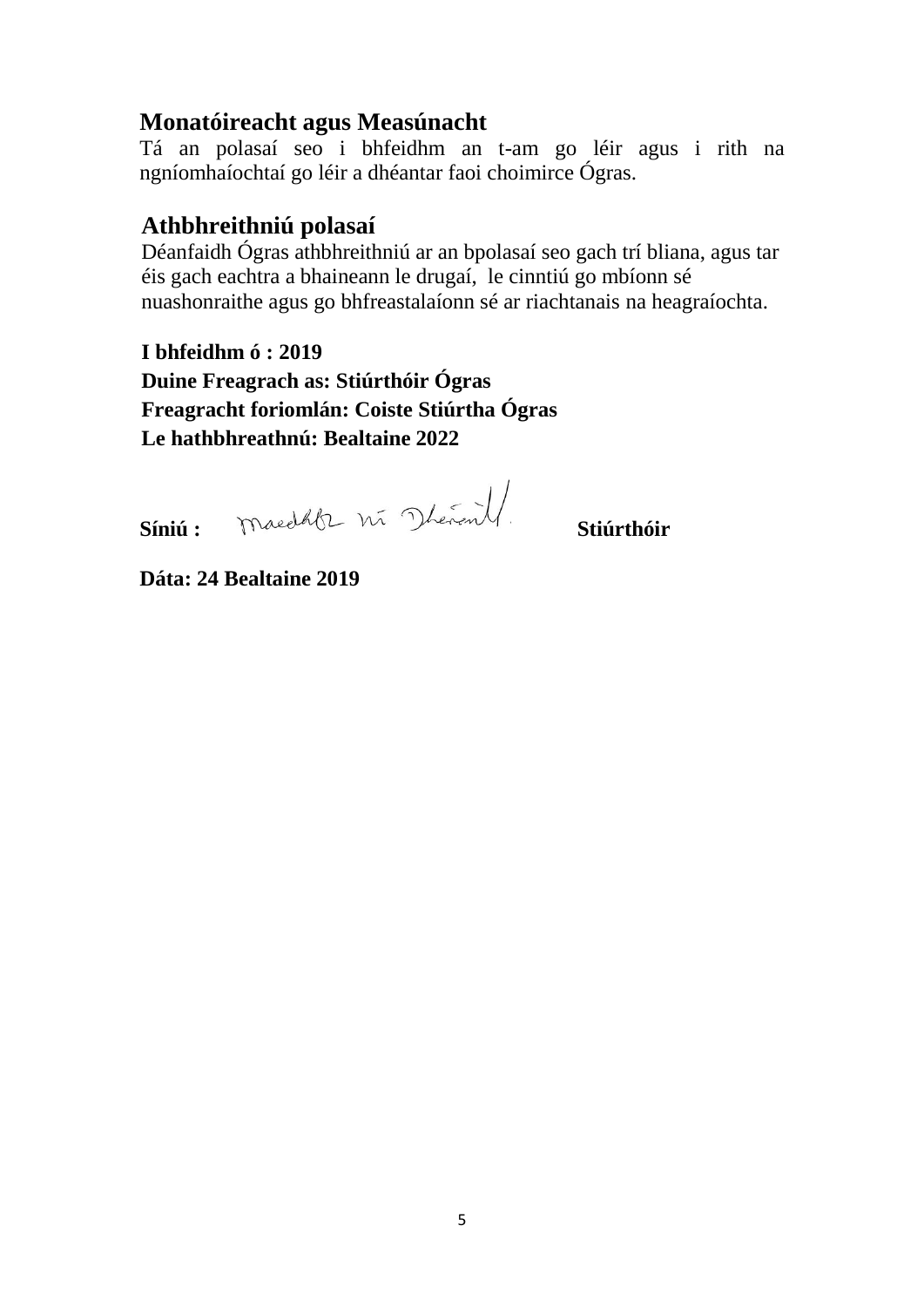## Monatóireacht agus Measúnacht

Tá an polasaí seo i bhfeidhm an t-am go léir agus i rith na ngníomhaíochtaí go léir a dhéantar faoi choimirce Ógras.

## Athbhreithniú polasaí

Déanfaidh Ógras athbhreithniú ar an bpolasaí seo gach trí bliana, agus tar éis gach eachtra a bhaineann le drugaí, le cinntiú go mbíonn sé nuashonraithe agus go bhfreastalaíonn sé ar riachtanais na heagraíochta.

**I bhfeidhm ó : 2019**
**Duine Freagrach as: Stiúrthóir Ógras**
**Freagracht foriomlán: Coiste Stiúrtha Ógras**
**Le hathbhreathnú: Bealtaine 2022**

**Síniú :** Maedhbh Ní Dhónaill **Stiúrthóir**

**Dáta: 24 Bealtaine 2019**